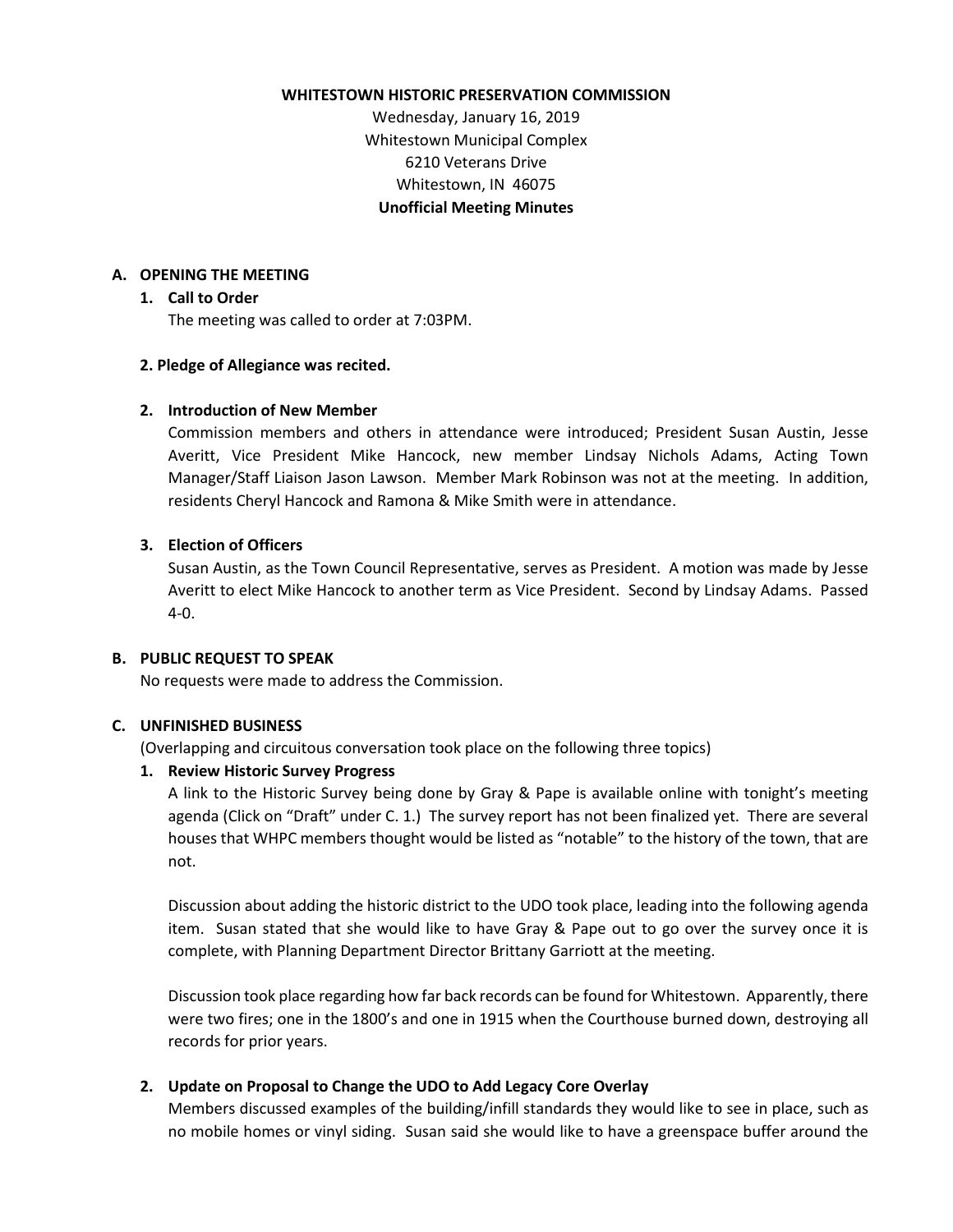**WHITESTOWN HISTORIC PRESERVATION COMMISSION**

Wednesday, January 16, 2019
Whitestown Municipal Complex
6210 Veterans Drive
Whitestown, IN 46075
**Unofficial Meeting Minutes**

## A. OPENING THE MEETING

### 1. Call to Order

The meeting was called to order at 7:03PM.

### 2. Pledge of Allegiance was recited.

### 2. Introduction of New Member

Commission members and others in attendance were introduced; President Susan Austin, Jesse Averitt, Vice President Mike Hancock, new member Lindsay Nichols Adams, Acting Town Manager/Staff Liaison Jason Lawson. Member Mark Robinson was not at the meeting. In addition, residents Cheryl Hancock and Ramona & Mike Smith were in attendance.

### 3. Election of Officers

Susan Austin, as the Town Council Representative, serves as President. A motion was made by Jesse Averitt to elect Mike Hancock to another term as Vice President. Second by Lindsay Adams. Passed 4-0.

## B. PUBLIC REQUEST TO SPEAK

No requests were made to address the Commission.

## C. UNFINISHED BUSINESS

(Overlapping and circuitous conversation took place on the following three topics)

### 1. Review Historic Survey Progress

A link to the Historic Survey being done by Gray & Pape is available online with tonight's meeting agenda (Click on "Draft" under C. 1.) The survey report has not been finalized yet. There are several houses that WHPC members thought would be listed as "notable" to the history of the town, that are not.

Discussion about adding the historic district to the UDO took place, leading into the following agenda item. Susan stated that she would like to have Gray & Pape out to go over the survey once it is complete, with Planning Department Director Brittany Garriott at the meeting.

Discussion took place regarding how far back records can be found for Whitestown. Apparently, there were two fires; one in the 1800's and one in 1915 when the Courthouse burned down, destroying all records for prior years.

### 2. Update on Proposal to Change the UDO to Add Legacy Core Overlay

Members discussed examples of the building/infill standards they would like to see in place, such as no mobile homes or vinyl siding. Susan said she would like to have a greenspace buffer around the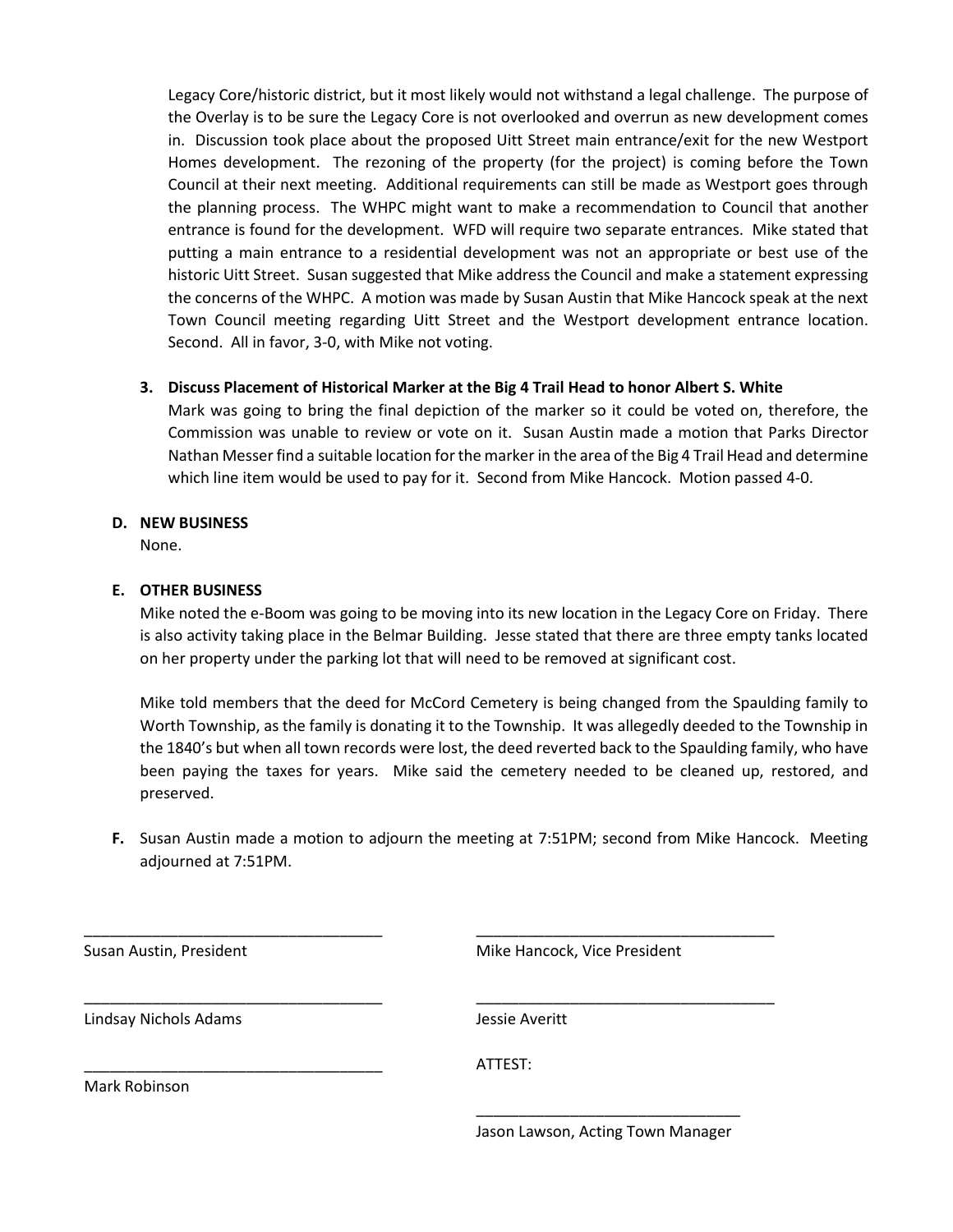Legacy Core/historic district, but it most likely would not withstand a legal challenge. The purpose of the Overlay is to be sure the Legacy Core is not overlooked and overrun as new development comes in. Discussion took place about the proposed Uitt Street main entrance/exit for the new Westport Homes development. The rezoning of the property (for the project) is coming before the Town Council at their next meeting. Additional requirements can still be made as Westport goes through the planning process. The WHPC might want to make a recommendation to Council that another entrance is found for the development. WFD will require two separate entrances. Mike stated that putting a main entrance to a residential development was not an appropriate or best use of the historic Uitt Street. Susan suggested that Mike address the Council and make a statement expressing the concerns of the WHPC. A motion was made by Susan Austin that Mike Hancock speak at the next Town Council meeting regarding Uitt Street and the Westport development entrance location. Second. All in favor, 3-0, with Mike not voting.

3. **Discuss Placement of Historical Marker at the Big 4 Trail Head to honor Albert S. White**
   Mark was going to bring the final depiction of the marker so it could be voted on, therefore, the Commission was unable to review or vote on it. Susan Austin made a motion that Parks Director Nathan Messer find a suitable location for the marker in the area of the Big 4 Trail Head and determine which line item would be used to pay for it. Second from Mike Hancock. Motion passed 4-0.

**D. NEW BUSINESS**

None.

**E. OTHER BUSINESS**

Mike noted the e-Boom was going to be moving into its new location in the Legacy Core on Friday. There is also activity taking place in the Belmar Building. Jesse stated that there are three empty tanks located on her property under the parking lot that will need to be removed at significant cost.

Mike told members that the deed for McCord Cemetery is being changed from the Spaulding family to Worth Township, as the family is donating it to the Township. It was allegedly deeded to the Township in the 1840's but when all town records were lost, the deed reverted back to the Spaulding family, who have been paying the taxes for years. Mike said the cemetery needed to be cleaned up, restored, and preserved.

**F.** Susan Austin made a motion to adjourn the meeting at 7:51PM; second from Mike Hancock. Meeting adjourned at 7:51PM.

\_\_\_\_\_\_\_\_\_\_\_\_\_\_\_\_\_\_\_\_\_\_\_\_\_\_\_\_\_\_\_\_\_\_\_
Susan Austin, President

\_\_\_\_\_\_\_\_\_\_\_\_\_\_\_\_\_\_\_\_\_\_\_\_\_\_\_\_\_\_\_\_\_\_\_
Mike Hancock, Vice President

\_\_\_\_\_\_\_\_\_\_\_\_\_\_\_\_\_\_\_\_\_\_\_\_\_\_\_\_\_\_\_\_\_\_\_
Lindsay Nichols Adams

\_\_\_\_\_\_\_\_\_\_\_\_\_\_\_\_\_\_\_\_\_\_\_\_\_\_\_\_\_\_\_\_\_\_\_
Jessie Averitt

\_\_\_\_\_\_\_\_\_\_\_\_\_\_\_\_\_\_\_\_\_\_\_\_\_\_\_\_\_\_\_\_\_\_\_
Mark Robinson

ATTEST:

\_\_\_\_\_\_\_\_\_\_\_\_\_\_\_\_\_\_\_\_\_\_\_\_\_\_\_\_\_\_\_\_\_\_\_
Jason Lawson, Acting Town Manager